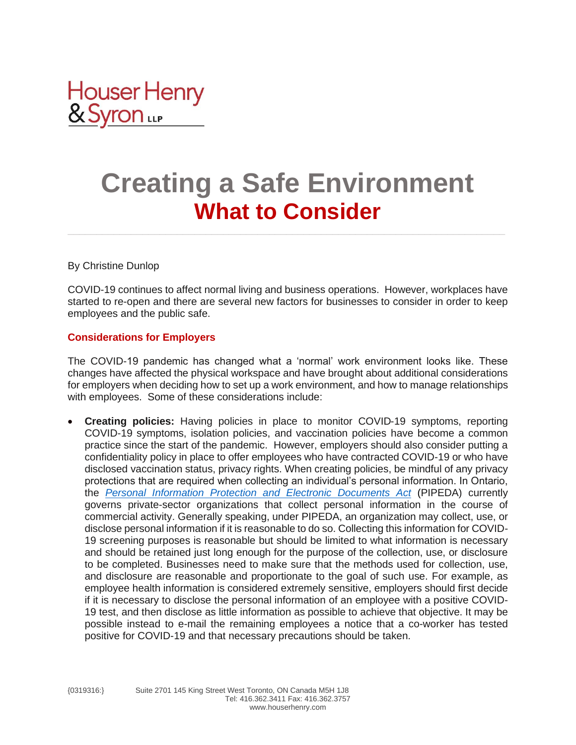Houser Henry & Syron LLP

# Creating a Safe Environment
## What to Consider

By Christine Dunlop

COVID-19 continues to affect normal living and business operations. However, workplaces have started to re-open and there are several new factors for businesses to consider in order to keep employees and the public safe.

### Considerations for Employers

The COVID-19 pandemic has changed what a 'normal' work environment looks like. These changes have affected the physical workspace and have brought about additional considerations for employers when deciding how to set up a work environment, and how to manage relationships with employees. Some of these considerations include:

- **Creating policies:** Having policies in place to monitor COVID-19 symptoms, reporting COVID-19 symptoms, isolation policies, and vaccination policies have become a common practice since the start of the pandemic. However, employers should also consider putting a confidentiality policy in place to offer employees who have contracted COVID-19 or who have disclosed vaccination status, privacy rights. When creating policies, be mindful of any privacy protections that are required when collecting an individual's personal information. In Ontario, the *Personal Information Protection and Electronic Documents Act* (PIPEDA) currently governs private-sector organizations that collect personal information in the course of commercial activity. Generally speaking, under PIPEDA, an organization may collect, use, or disclose personal information if it is reasonable to do so. Collecting this information for COVID-19 screening purposes is reasonable but should be limited to what information is necessary and should be retained just long enough for the purpose of the collection, use, or disclosure to be completed. Businesses need to make sure that the methods used for collection, use, and disclosure are reasonable and proportionate to the goal of such use. For example, as employee health information is considered extremely sensitive, employers should first decide if it is necessary to disclose the personal information of an employee with a positive COVID-19 test, and then disclose as little information as possible to achieve that objective. It may be possible instead to e-mail the remaining employees a notice that a co-worker has tested positive for COVID-19 and that necessary precautions should be taken.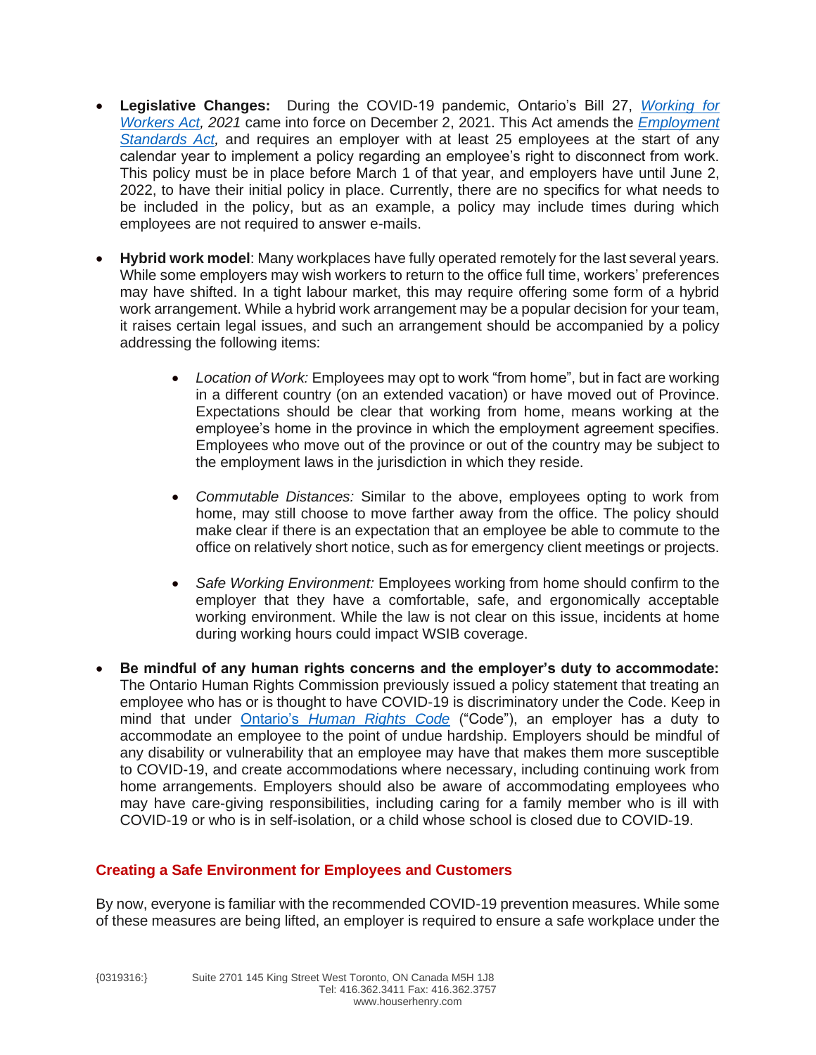- **Legislative Changes:** During the COVID-19 pandemic, Ontario's Bill 27, *Working for Workers Act, 2021* came into force on December 2, 2021. This Act amends the *Employment Standards Act,* and requires an employer with at least 25 employees at the start of any calendar year to implement a policy regarding an employee's right to disconnect from work. This policy must be in place before March 1 of that year, and employers have until June 2, 2022, to have their initial policy in place. Currently, there are no specifics for what needs to be included in the policy, but as an example, a policy may include times during which employees are not required to answer e-mails.

- **Hybrid work model**: Many workplaces have fully operated remotely for the last several years. While some employers may wish workers to return to the office full time, workers' preferences may have shifted. In a tight labour market, this may require offering some form of a hybrid work arrangement. While a hybrid work arrangement may be a popular decision for your team, it raises certain legal issues, and such an arrangement should be accompanied by a policy addressing the following items:

  - *Location of Work:* Employees may opt to work "from home", but in fact are working in a different country (on an extended vacation) or have moved out of Province. Expectations should be clear that working from home, means working at the employee's home in the province in which the employment agreement specifies. Employees who move out of the province or out of the country may be subject to the employment laws in the jurisdiction in which they reside.

  - *Commutable Distances:* Similar to the above, employees opting to work from home, may still choose to move farther away from the office. The policy should make clear if there is an expectation that an employee be able to commute to the office on relatively short notice, such as for emergency client meetings or projects.

  - *Safe Working Environment:* Employees working from home should confirm to the employer that they have a comfortable, safe, and ergonomically acceptable working environment. While the law is not clear on this issue, incidents at home during working hours could impact WSIB coverage.

- **Be mindful of any human rights concerns and the employer's duty to accommodate:** The Ontario Human Rights Commission previously issued a policy statement that treating an employee who has or is thought to have COVID-19 is discriminatory under the Code. Keep in mind that under Ontario's *Human Rights Code* ("Code"), an employer has a duty to accommodate an employee to the point of undue hardship. Employers should be mindful of any disability or vulnerability that an employee may have that makes them more susceptible to COVID-19, and create accommodations where necessary, including continuing work from home arrangements. Employers should also be aware of accommodating employees who may have care-giving responsibilities, including caring for a family member who is ill with COVID-19 or who is in self-isolation, or a child whose school is closed due to COVID-19.

## Creating a Safe Environment for Employees and Customers

By now, everyone is familiar with the recommended COVID-19 prevention measures. While some of these measures are being lifted, an employer is required to ensure a safe workplace under the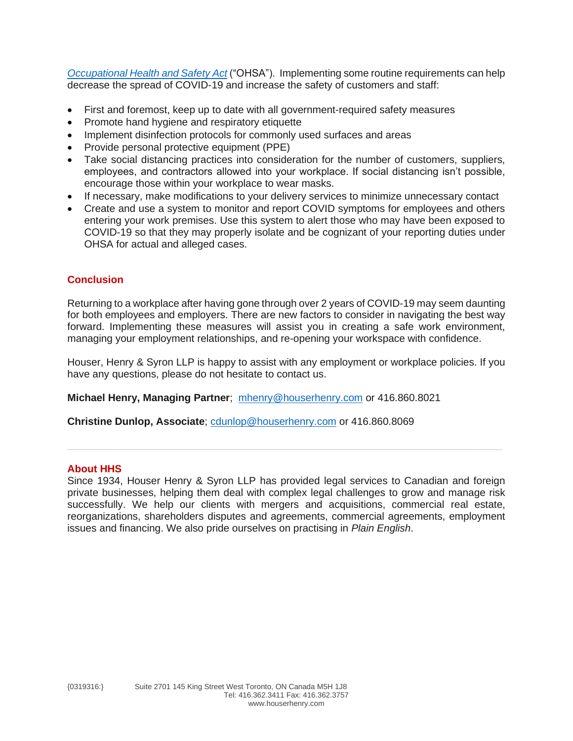*Occupational Health and Safety Act* ("OHSA"). Implementing some routine requirements can help decrease the spread of COVID-19 and increase the safety of customers and staff:

- First and foremost, keep up to date with all government-required safety measures
- Promote hand hygiene and respiratory etiquette
- Implement disinfection protocols for commonly used surfaces and areas
- Provide personal protective equipment (PPE)
- Take social distancing practices into consideration for the number of customers, suppliers, employees, and contractors allowed into your workplace. If social distancing isn't possible, encourage those within your workplace to wear masks.
- If necessary, make modifications to your delivery services to minimize unnecessary contact
- Create and use a system to monitor and report COVID symptoms for employees and others entering your work premises. Use this system to alert those who may have been exposed to COVID-19 so that they may properly isolate and be cognizant of your reporting duties under OHSA for actual and alleged cases.

## Conclusion

Returning to a workplace after having gone through over 2 years of COVID-19 may seem daunting for both employees and employers. There are new factors to consider in navigating the best way forward. Implementing these measures will assist you in creating a safe work environment, managing your employment relationships, and re-opening your workspace with confidence.

Houser, Henry & Syron LLP is happy to assist with any employment or workplace policies. If you have any questions, please do not hesitate to contact us.

**Michael Henry, Managing Partner**; mhenry@houserhenry.com or 416.860.8021

**Christine Dunlop, Associate**; cdunlop@houserhenry.com or 416.860.8069

---

## About HHS

Since 1934, Houser Henry & Syron LLP has provided legal services to Canadian and foreign private businesses, helping them deal with complex legal challenges to grow and manage risk successfully. We help our clients with mergers and acquisitions, commercial real estate, reorganizations, shareholders disputes and agreements, commercial agreements, employment issues and financing. We also pride ourselves on practising in *Plain English*.